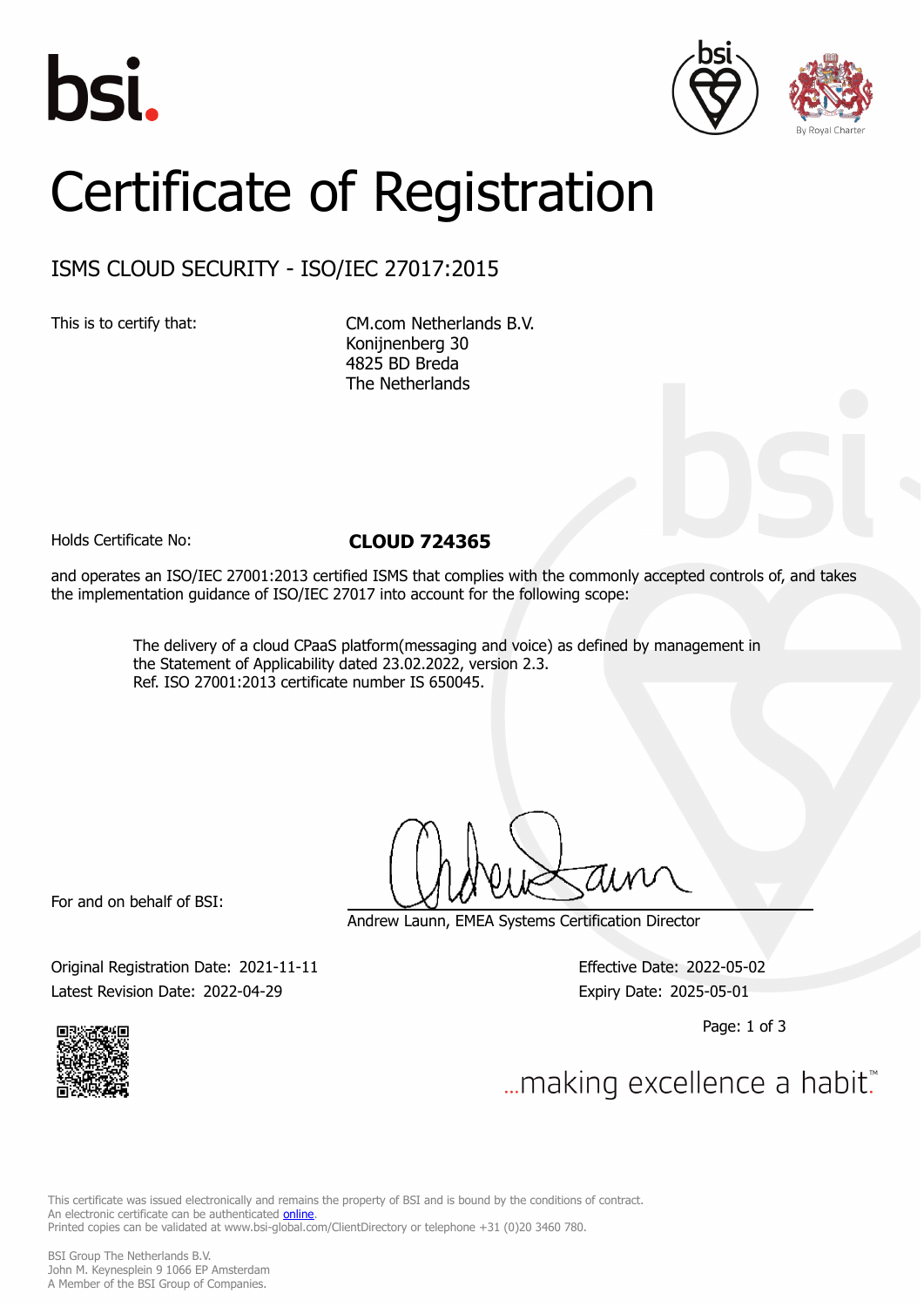# Certificate of Registration

## ISMS CLOUD SECURITY - ISO/IEC 27017:2015

This is to certify that:

CM.com Netherlands B.V.
Konijnenberg 30
4825 BD Breda
The Netherlands

Holds Certificate No: **CLOUD 724365**

and operates an ISO/IEC 27001:2013 certified ISMS that complies with the commonly accepted controls of, and takes the implementation guidance of ISO/IEC 27017 into account for the following scope:

> The delivery of a cloud CPaaS platform(messaging and voice) as defined by management in the Statement of Applicability dated 23.02.2022, version 2.3.
> Ref. ISO 27001:2013 certificate number IS 650045.

For and on behalf of BSI:

Andrew Launn, EMEA Systems Certification Director

Original Registration Date: 2021-11-11
Latest Revision Date: 2022-04-29

Effective Date: 2022-05-02
Expiry Date: 2025-05-01

...making excellence a habit.™

This certificate was issued electronically and remains the property of BSI and is bound by the conditions of contract.
An electronic certificate can be authenticated online.
Printed copies can be validated at www.bsi-global.com/ClientDirectory or telephone +31 (0)20 3460 780.

BSI Group The Netherlands B.V.
John M. Keynesplein 9 1066 EP Amsterdam
A Member of the BSI Group of Companies.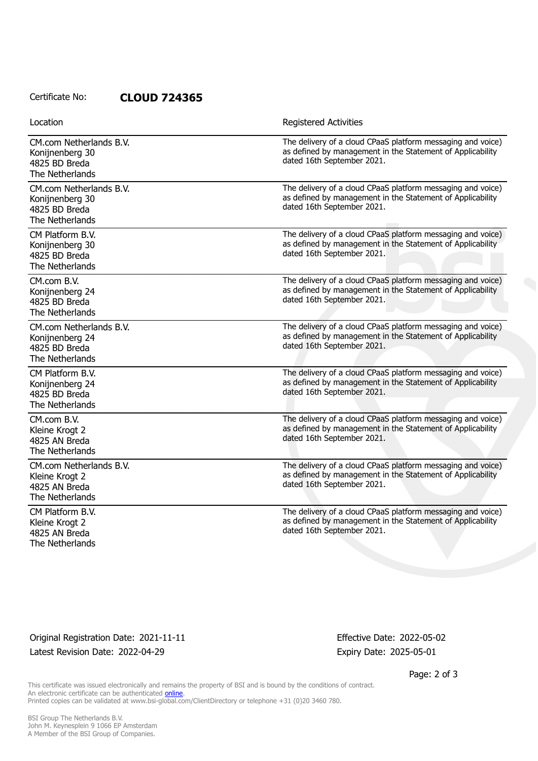Certificate No: **CLOUD 724365**

| Location | Registered Activities |
| --- | --- |
| CM.com Netherlands B.V.<br>Konijnenberg 30<br>4825 BD Breda<br>The Netherlands | The delivery of a cloud CPaaS platform messaging and voice) as defined by management in the Statement of Applicability dated 16th September 2021. |
| CM.com Netherlands B.V.<br>Konijnenberg 30<br>4825 BD Breda<br>The Netherlands | The delivery of a cloud CPaaS platform messaging and voice) as defined by management in the Statement of Applicability dated 16th September 2021. |
| CM Platform B.V.<br>Konijnenberg 30<br>4825 BD Breda<br>The Netherlands | The delivery of a cloud CPaaS platform messaging and voice) as defined by management in the Statement of Applicability dated 16th September 2021. |
| CM.com B.V.<br>Konijnenberg 24<br>4825 BD Breda<br>The Netherlands | The delivery of a cloud CPaaS platform messaging and voice) as defined by management in the Statement of Applicability dated 16th September 2021. |
| CM.com Netherlands B.V.<br>Konijnenberg 24<br>4825 BD Breda<br>The Netherlands | The delivery of a cloud CPaaS platform messaging and voice) as defined by management in the Statement of Applicability dated 16th September 2021. |
| CM Platform B.V.<br>Konijnenberg 24<br>4825 BD Breda<br>The Netherlands | The delivery of a cloud CPaaS platform messaging and voice) as defined by management in the Statement of Applicability dated 16th September 2021. |
| CM.com B.V.<br>Kleine Krogt 2<br>4825 AN Breda<br>The Netherlands | The delivery of a cloud CPaaS platform messaging and voice) as defined by management in the Statement of Applicability dated 16th September 2021. |
| CM.com Netherlands B.V.<br>Kleine Krogt 2<br>4825 AN Breda<br>The Netherlands | The delivery of a cloud CPaaS platform messaging and voice) as defined by management in the Statement of Applicability dated 16th September 2021. |
| CM Platform B.V.<br>Kleine Krogt 2<br>4825 AN Breda<br>The Netherlands | The delivery of a cloud CPaaS platform messaging and voice) as defined by management in the Statement of Applicability dated 16th September 2021. |

Original Registration Date: 2021-11-11

Latest Revision Date: 2022-04-29

Effective Date: 2022-05-02

Expiry Date: 2025-05-01

This certificate was issued electronically and remains the property of BSI and is bound by the conditions of contract.
An electronic certificate can be authenticated online.
Printed copies can be validated at www.bsi-global.com/ClientDirectory or telephone +31 (0)20 3460 780.

BSI Group The Netherlands B.V.
John M. Keynesplein 9 1066 EP Amsterdam
A Member of the BSI Group of Companies.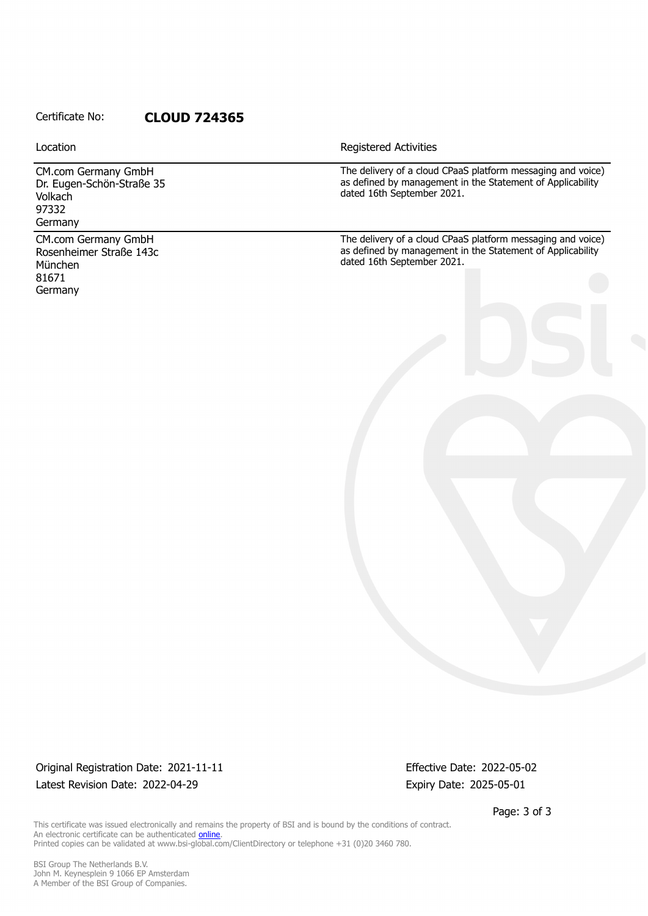Certificate No: **CLOUD 724365**

| Location | Registered Activities |
| --- | --- |
| CM.com Germany GmbH<br>Dr. Eugen-Schön-Straße 35<br>Volkach<br>97332<br>Germany | The delivery of a cloud CPaaS platform messaging and voice) as defined by management in the Statement of Applicability dated 16th September 2021. |
| CM.com Germany GmbH<br>Rosenheimer Straße 143c<br>München<br>81671<br>Germany | The delivery of a cloud CPaaS platform messaging and voice) as defined by management in the Statement of Applicability dated 16th September 2021. |

Original Registration Date: 2021-11-11

Latest Revision Date: 2022-04-29

Effective Date: 2022-05-02

Expiry Date: 2025-05-01

This certificate was issued electronically and remains the property of BSI and is bound by the conditions of contract.
An electronic certificate can be authenticated online.
Printed copies can be validated at www.bsi-global.com/ClientDirectory or telephone +31 (0)20 3460 780.

BSI Group The Netherlands B.V.
John M. Keynesplein 9 1066 EP Amsterdam
A Member of the BSI Group of Companies.